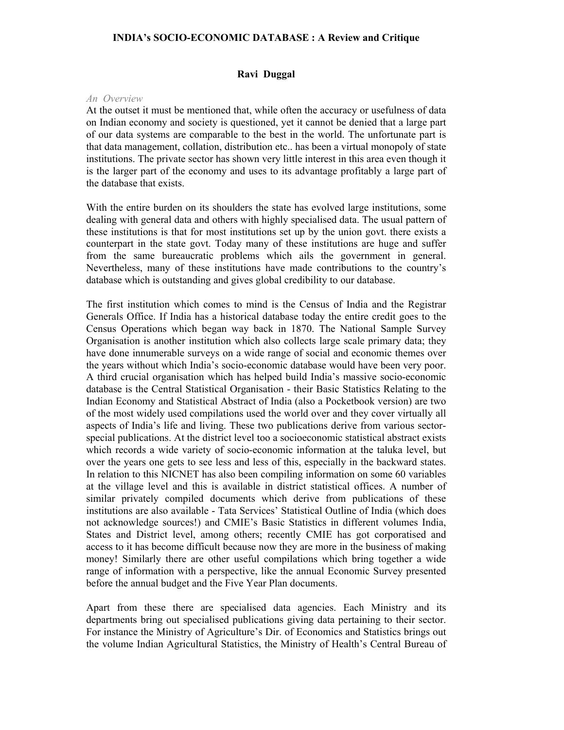# INDIA's SOCIO-ECONOMIC DATABASE : A Review and Critique

**Ravi Duggal**

*An Overview*

At the outset it must be mentioned that, while often the accuracy or usefulness of data on Indian economy and society is questioned, yet it cannot be denied that a large part of our data systems are comparable to the best in the world. The unfortunate part is that data management, collation, distribution etc.. has been a virtual monopoly of state institutions. The private sector has shown very little interest in this area even though it is the larger part of the economy and uses to its advantage profitably a large part of the database that exists.

With the entire burden on its shoulders the state has evolved large institutions, some dealing with general data and others with highly specialised data. The usual pattern of these institutions is that for most institutions set up by the union govt. there exists a counterpart in the state govt. Today many of these institutions are huge and suffer from the same bureaucratic problems which ails the government in general. Nevertheless, many of these institutions have made contributions to the country's database which is outstanding and gives global credibility to our database.

The first institution which comes to mind is the Census of India and the Registrar Generals Office. If India has a historical database today the entire credit goes to the Census Operations which began way back in 1870. The National Sample Survey Organisation is another institution which also collects large scale primary data; they have done innumerable surveys on a wide range of social and economic themes over the years without which India's socio-economic database would have been very poor. A third crucial organisation which has helped build India's massive socio-economic database is the Central Statistical Organisation - their Basic Statistics Relating to the Indian Economy and Statistical Abstract of India (also a Pocketbook version) are two of the most widely used compilations used the world over and they cover virtually all aspects of India's life and living. These two publications derive from various sector-special publications. At the district level too a socioeconomic statistical abstract exists which records a wide variety of socio-economic information at the taluka level, but over the years one gets to see less and less of this, especially in the backward states. In relation to this NICNET has also been compiling information on some 60 variables at the village level and this is available in district statistical offices. A number of similar privately compiled documents which derive from publications of these institutions are also available - Tata Services' Statistical Outline of India (which does not acknowledge sources!) and CMIE's Basic Statistics in different volumes India, States and District level, among others; recently CMIE has got corporatised and access to it has become difficult because now they are more in the business of making money! Similarly there are other useful compilations which bring together a wide range of information with a perspective, like the annual Economic Survey presented before the annual budget and the Five Year Plan documents.

Apart from these there are specialised data agencies. Each Ministry and its departments bring out specialised publications giving data pertaining to their sector. For instance the Ministry of Agriculture's Dir. of Economics and Statistics brings out the volume Indian Agricultural Statistics, the Ministry of Health's Central Bureau of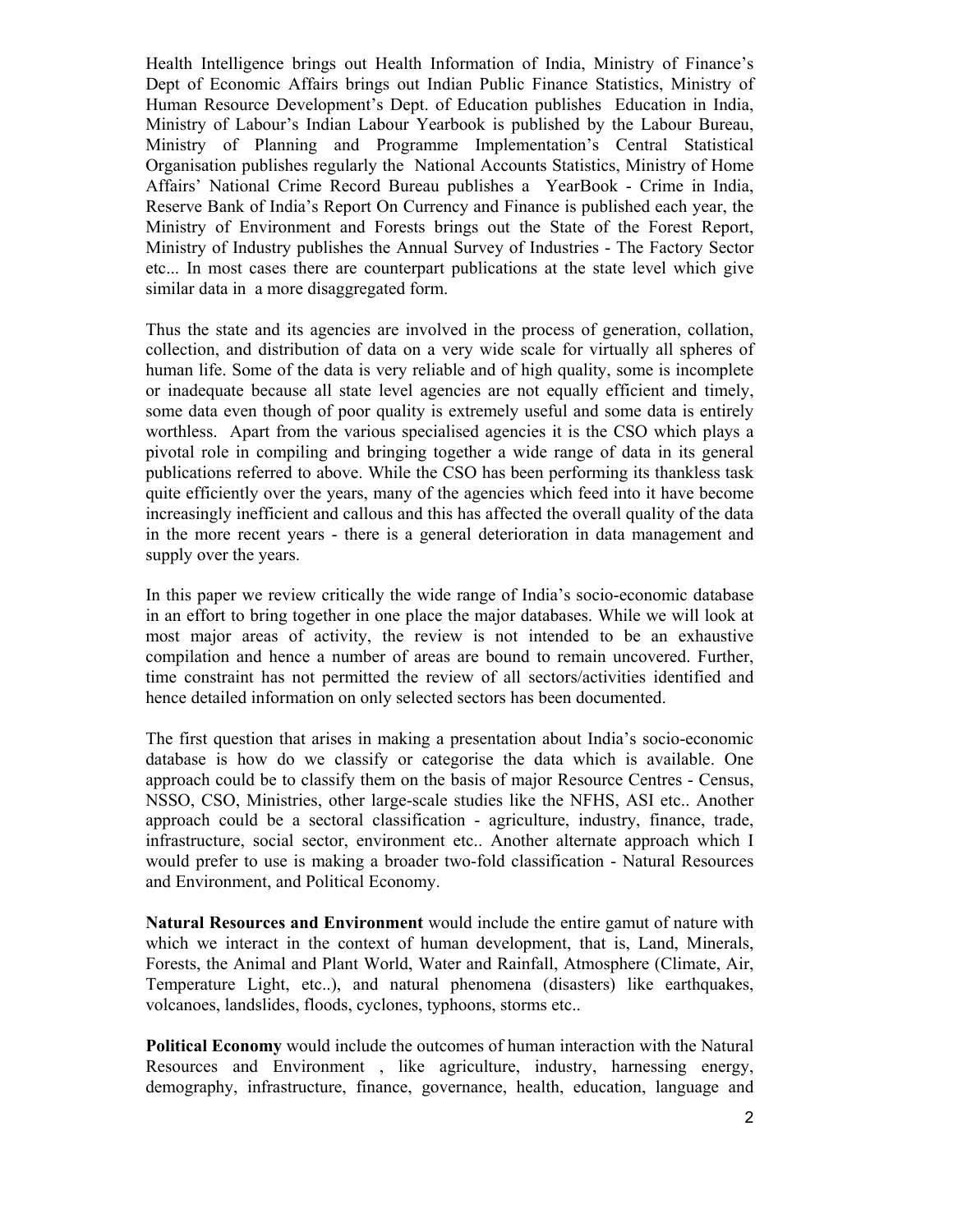Health Intelligence brings out Health Information of India, Ministry of Finance's Dept of Economic Affairs brings out Indian Public Finance Statistics, Ministry of Human Resource Development's Dept. of Education publishes Education in India, Ministry of Labour's Indian Labour Yearbook is published by the Labour Bureau, Ministry of Planning and Programme Implementation's Central Statistical Organisation publishes regularly the National Accounts Statistics, Ministry of Home Affairs' National Crime Record Bureau publishes a YearBook - Crime in India, Reserve Bank of India's Report On Currency and Finance is published each year, the Ministry of Environment and Forests brings out the State of the Forest Report, Ministry of Industry publishes the Annual Survey of Industries - The Factory Sector etc... In most cases there are counterpart publications at the state level which give similar data in a more disaggregated form.

Thus the state and its agencies are involved in the process of generation, collation, collection, and distribution of data on a very wide scale for virtually all spheres of human life. Some of the data is very reliable and of high quality, some is incomplete or inadequate because all state level agencies are not equally efficient and timely, some data even though of poor quality is extremely useful and some data is entirely worthless. Apart from the various specialised agencies it is the CSO which plays a pivotal role in compiling and bringing together a wide range of data in its general publications referred to above. While the CSO has been performing its thankless task quite efficiently over the years, many of the agencies which feed into it have become increasingly inefficient and callous and this has affected the overall quality of the data in the more recent years - there is a general deterioration in data management and supply over the years.

In this paper we review critically the wide range of India's socio-economic database in an effort to bring together in one place the major databases. While we will look at most major areas of activity, the review is not intended to be an exhaustive compilation and hence a number of areas are bound to remain uncovered. Further, time constraint has not permitted the review of all sectors/activities identified and hence detailed information on only selected sectors has been documented.

The first question that arises in making a presentation about India's socio-economic database is how do we classify or categorise the data which is available. One approach could be to classify them on the basis of major Resource Centres - Census, NSSO, CSO, Ministries, other large-scale studies like the NFHS, ASI etc.. Another approach could be a sectoral classification - agriculture, industry, finance, trade, infrastructure, social sector, environment etc.. Another alternate approach which I would prefer to use is making a broader two-fold classification - Natural Resources and Environment, and Political Economy.

**Natural Resources and Environment** would include the entire gamut of nature with which we interact in the context of human development, that is, Land, Minerals, Forests, the Animal and Plant World, Water and Rainfall, Atmosphere (Climate, Air, Temperature Light, etc..), and natural phenomena (disasters) like earthquakes, volcanoes, landslides, floods, cyclones, typhoons, storms etc..

**Political Economy** would include the outcomes of human interaction with the Natural Resources and Environment , like agriculture, industry, harnessing energy, demography, infrastructure, finance, governance, health, education, language and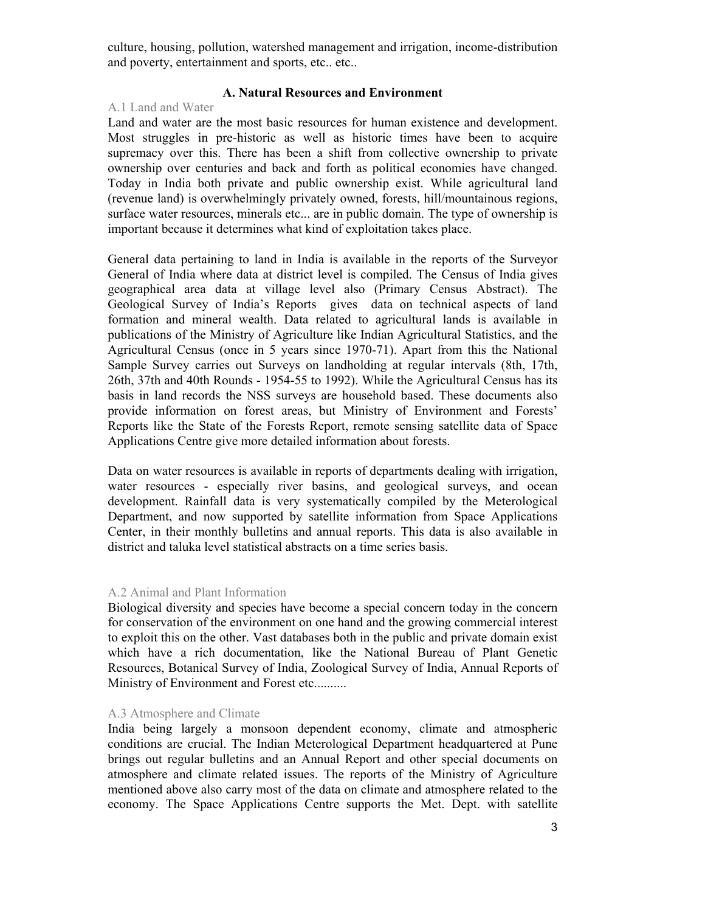culture, housing, pollution, watershed management and irrigation, income-distribution and poverty, entertainment and sports, etc.. etc..

## A. Natural Resources and Environment

### A.1 Land and Water

Land and water are the most basic resources for human existence and development. Most struggles in pre-historic as well as historic times have been to acquire supremacy over this. There has been a shift from collective ownership to private ownership over centuries and back and forth as political economies have changed. Today in India both private and public ownership exist. While agricultural land (revenue land) is overwhelmingly privately owned, forests, hill/mountainous regions, surface water resources, minerals etc... are in public domain. The type of ownership is important because it determines what kind of exploitation takes place.

General data pertaining to land in India is available in the reports of the Surveyor General of India where data at district level is compiled. The Census of India gives geographical area data at village level also (Primary Census Abstract). The Geological Survey of India's Reports gives data on technical aspects of land formation and mineral wealth. Data related to agricultural lands is available in publications of the Ministry of Agriculture like Indian Agricultural Statistics, and the Agricultural Census (once in 5 years since 1970-71). Apart from this the National Sample Survey carries out Surveys on landholding at regular intervals (8th, 17th, 26th, 37th and 40th Rounds - 1954-55 to 1992). While the Agricultural Census has its basis in land records the NSS surveys are household based. These documents also provide information on forest areas, but Ministry of Environment and Forests' Reports like the State of the Forests Report, remote sensing satellite data of Space Applications Centre give more detailed information about forests.

Data on water resources is available in reports of departments dealing with irrigation, water resources - especially river basins, and geological surveys, and ocean development. Rainfall data is very systematically compiled by the Meterological Department, and now supported by satellite information from Space Applications Center, in their monthly bulletins and annual reports. This data is also available in district and taluka level statistical abstracts on a time series basis.

### A.2 Animal and Plant Information

Biological diversity and species have become a special concern today in the concern for conservation of the environment on one hand and the growing commercial interest to exploit this on the other. Vast databases both in the public and private domain exist which have a rich documentation, like the National Bureau of Plant Genetic Resources, Botanical Survey of India, Zoological Survey of India, Annual Reports of Ministry of Environment and Forest etc..........

### A.3 Atmosphere and Climate

India being largely a monsoon dependent economy, climate and atmospheric conditions are crucial. The Indian Meterological Department headquartered at Pune brings out regular bulletins and an Annual Report and other special documents on atmosphere and climate related issues. The reports of the Ministry of Agriculture mentioned above also carry most of the data on climate and atmosphere related to the economy. The Space Applications Centre supports the Met. Dept. with satellite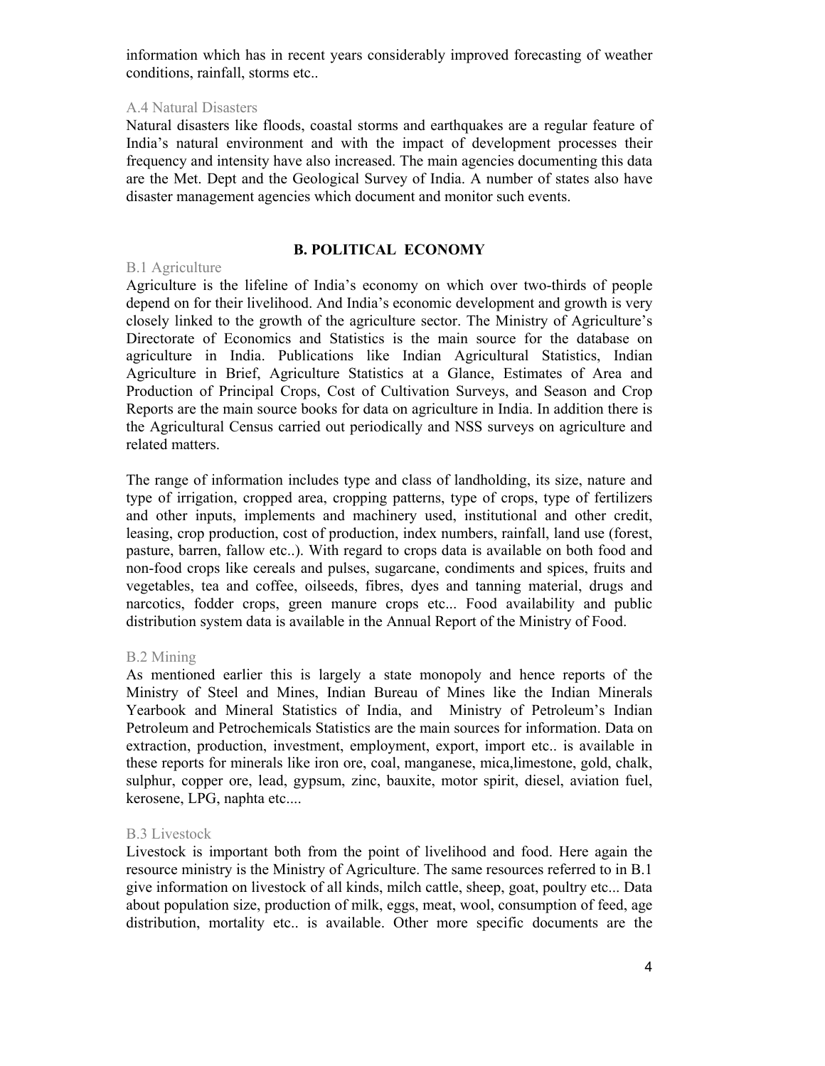information which has in recent years considerably improved forecasting of weather conditions, rainfall, storms etc..

### A.4 Natural Disasters

Natural disasters like floods, coastal storms and earthquakes are a regular feature of India's natural environment and with the impact of development processes their frequency and intensity have also increased. The main agencies documenting this data are the Met. Dept and the Geological Survey of India. A number of states also have disaster management agencies which document and monitor such events.

## B. POLITICAL ECONOMY

### B.1 Agriculture

Agriculture is the lifeline of India's economy on which over two-thirds of people depend on for their livelihood. And India's economic development and growth is very closely linked to the growth of the agriculture sector. The Ministry of Agriculture's Directorate of Economics and Statistics is the main source for the database on agriculture in India. Publications like Indian Agricultural Statistics, Indian Agriculture in Brief, Agriculture Statistics at a Glance, Estimates of Area and Production of Principal Crops, Cost of Cultivation Surveys, and Season and Crop Reports are the main source books for data on agriculture in India. In addition there is the Agricultural Census carried out periodically and NSS surveys on agriculture and related matters.

The range of information includes type and class of landholding, its size, nature and type of irrigation, cropped area, cropping patterns, type of crops, type of fertilizers and other inputs, implements and machinery used, institutional and other credit, leasing, crop production, cost of production, index numbers, rainfall, land use (forest, pasture, barren, fallow etc..). With regard to crops data is available on both food and non-food crops like cereals and pulses, sugarcane, condiments and spices, fruits and vegetables, tea and coffee, oilseeds, fibres, dyes and tanning material, drugs and narcotics, fodder crops, green manure crops etc... Food availability and public distribution system data is available in the Annual Report of the Ministry of Food.

### B.2 Mining

As mentioned earlier this is largely a state monopoly and hence reports of the Ministry of Steel and Mines, Indian Bureau of Mines like the Indian Minerals Yearbook and Mineral Statistics of India, and Ministry of Petroleum's Indian Petroleum and Petrochemicals Statistics are the main sources for information. Data on extraction, production, investment, employment, export, import etc.. is available in these reports for minerals like iron ore, coal, manganese, mica,limestone, gold, chalk, sulphur, copper ore, lead, gypsum, zinc, bauxite, motor spirit, diesel, aviation fuel, kerosene, LPG, naphta etc....

### B.3 Livestock

Livestock is important both from the point of livelihood and food. Here again the resource ministry is the Ministry of Agriculture. The same resources referred to in B.1 give information on livestock of all kinds, milch cattle, sheep, goat, poultry etc... Data about population size, production of milk, eggs, meat, wool, consumption of feed, age distribution, mortality etc.. is available. Other more specific documents are the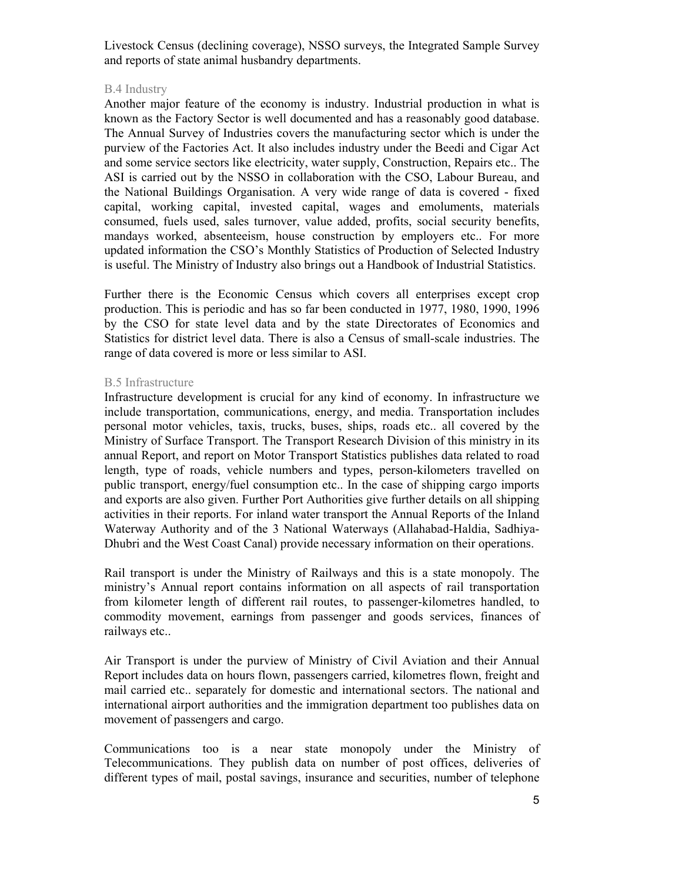Livestock Census (declining coverage), NSSO surveys, the Integrated Sample Survey and reports of state animal husbandry departments.

### B.4 Industry

Another major feature of the economy is industry. Industrial production in what is known as the Factory Sector is well documented and has a reasonably good database. The Annual Survey of Industries covers the manufacturing sector which is under the purview of the Factories Act. It also includes industry under the Beedi and Cigar Act and some service sectors like electricity, water supply, Construction, Repairs etc.. The ASI is carried out by the NSSO in collaboration with the CSO, Labour Bureau, and the National Buildings Organisation. A very wide range of data is covered - fixed capital, working capital, invested capital, wages and emoluments, materials consumed, fuels used, sales turnover, value added, profits, social security benefits, mandays worked, absenteeism, house construction by employers etc.. For more updated information the CSO's Monthly Statistics of Production of Selected Industry is useful. The Ministry of Industry also brings out a Handbook of Industrial Statistics.

Further there is the Economic Census which covers all enterprises except crop production. This is periodic and has so far been conducted in 1977, 1980, 1990, 1996 by the CSO for state level data and by the state Directorates of Economics and Statistics for district level data. There is also a Census of small-scale industries. The range of data covered is more or less similar to ASI.

### B.5 Infrastructure

Infrastructure development is crucial for any kind of economy. In infrastructure we include transportation, communications, energy, and media. Transportation includes personal motor vehicles, taxis, trucks, buses, ships, roads etc.. all covered by the Ministry of Surface Transport. The Transport Research Division of this ministry in its annual Report, and report on Motor Transport Statistics publishes data related to road length, type of roads, vehicle numbers and types, person-kilometers travelled on public transport, energy/fuel consumption etc.. In the case of shipping cargo imports and exports are also given. Further Port Authorities give further details on all shipping activities in their reports. For inland water transport the Annual Reports of the Inland Waterway Authority and of the 3 National Waterways (Allahabad-Haldia, Sadhiya-Dhubri and the West Coast Canal) provide necessary information on their operations.

Rail transport is under the Ministry of Railways and this is a state monopoly. The ministry's Annual report contains information on all aspects of rail transportation from kilometer length of different rail routes, to passenger-kilometres handled, to commodity movement, earnings from passenger and goods services, finances of railways etc..

Air Transport is under the purview of Ministry of Civil Aviation and their Annual Report includes data on hours flown, passengers carried, kilometres flown, freight and mail carried etc.. separately for domestic and international sectors. The national and international airport authorities and the immigration department too publishes data on movement of passengers and cargo.

Communications too is a near state monopoly under the Ministry of Telecommunications. They publish data on number of post offices, deliveries of different types of mail, postal savings, insurance and securities, number of telephone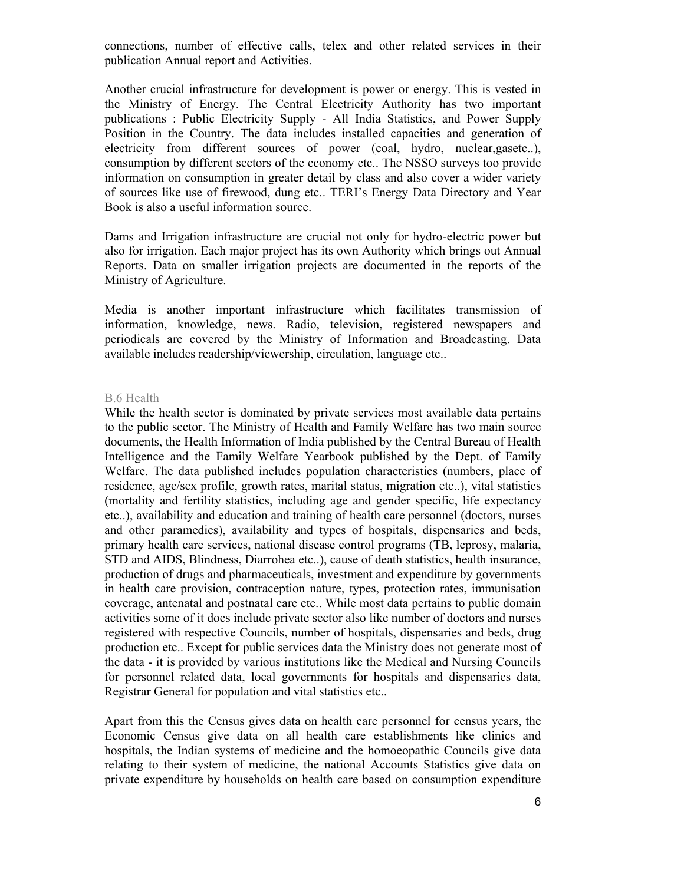connections, number of effective calls, telex and other related services in their publication Annual report and Activities.

Another crucial infrastructure for development is power or energy. This is vested in the Ministry of Energy. The Central Electricity Authority has two important publications : Public Electricity Supply - All India Statistics, and Power Supply Position in the Country. The data includes installed capacities and generation of electricity from different sources of power (coal, hydro, nuclear,gasetc..), consumption by different sectors of the economy etc.. The NSSO surveys too provide information on consumption in greater detail by class and also cover a wider variety of sources like use of firewood, dung etc.. TERI's Energy Data Directory and Year Book is also a useful information source.

Dams and Irrigation infrastructure are crucial not only for hydro-electric power but also for irrigation. Each major project has its own Authority which brings out Annual Reports. Data on smaller irrigation projects are documented in the reports of the Ministry of Agriculture.

Media is another important infrastructure which facilitates transmission of information, knowledge, news. Radio, television, registered newspapers and periodicals are covered by the Ministry of Information and Broadcasting. Data available includes readership/viewership, circulation, language etc..

### B.6 Health

While the health sector is dominated by private services most available data pertains to the public sector. The Ministry of Health and Family Welfare has two main source documents, the Health Information of India published by the Central Bureau of Health Intelligence and the Family Welfare Yearbook published by the Dept. of Family Welfare. The data published includes population characteristics (numbers, place of residence, age/sex profile, growth rates, marital status, migration etc..), vital statistics (mortality and fertility statistics, including age and gender specific, life expectancy etc..), availability and education and training of health care personnel (doctors, nurses and other paramedics), availability and types of hospitals, dispensaries and beds, primary health care services, national disease control programs (TB, leprosy, malaria, STD and AIDS, Blindness, Diarrohea etc..), cause of death statistics, health insurance, production of drugs and pharmaceuticals, investment and expenditure by governments in health care provision, contraception nature, types, protection rates, immunisation coverage, antenatal and postnatal care etc.. While most data pertains to public domain activities some of it does include private sector also like number of doctors and nurses registered with respective Councils, number of hospitals, dispensaries and beds, drug production etc.. Except for public services data the Ministry does not generate most of the data - it is provided by various institutions like the Medical and Nursing Councils for personnel related data, local governments for hospitals and dispensaries data, Registrar General for population and vital statistics etc..

Apart from this the Census gives data on health care personnel for census years, the Economic Census give data on all health care establishments like clinics and hospitals, the Indian systems of medicine and the homoeopathic Councils give data relating to their system of medicine, the national Accounts Statistics give data on private expenditure by households on health care based on consumption expenditure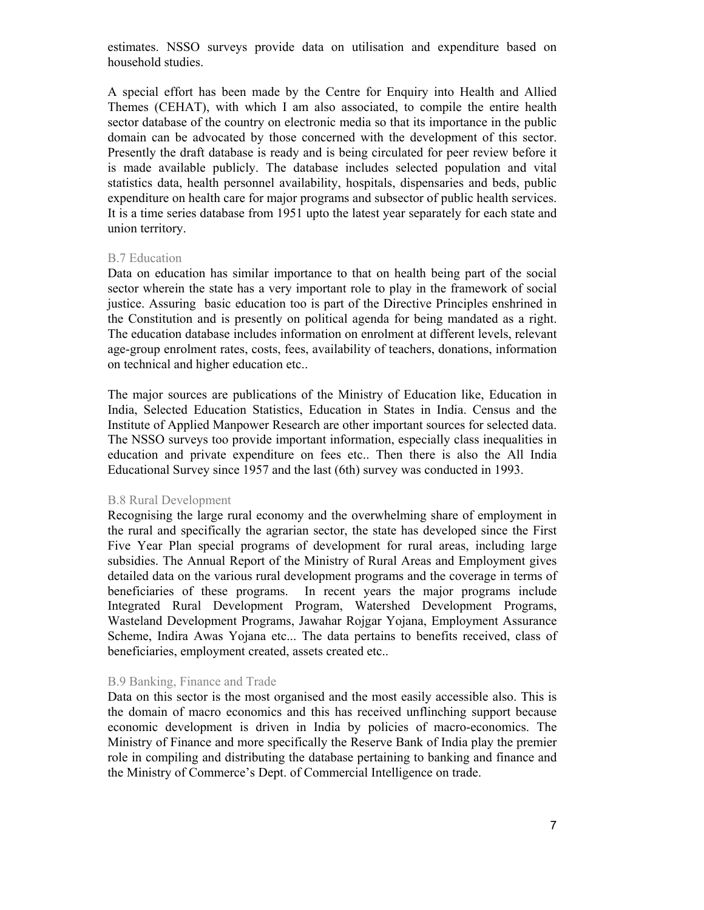estimates. NSSO surveys provide data on utilisation and expenditure based on household studies.

A special effort has been made by the Centre for Enquiry into Health and Allied Themes (CEHAT), with which I am also associated, to compile the entire health sector database of the country on electronic media so that its importance in the public domain can be advocated by those concerned with the development of this sector. Presently the draft database is ready and is being circulated for peer review before it is made available publicly. The database includes selected population and vital statistics data, health personnel availability, hospitals, dispensaries and beds, public expenditure on health care for major programs and subsector of public health services. It is a time series database from 1951 upto the latest year separately for each state and union territory.

### B.7 Education

Data on education has similar importance to that on health being part of the social sector wherein the state has a very important role to play in the framework of social justice. Assuring basic education too is part of the Directive Principles enshrined in the Constitution and is presently on political agenda for being mandated as a right. The education database includes information on enrolment at different levels, relevant age-group enrolment rates, costs, fees, availability of teachers, donations, information on technical and higher education etc..

The major sources are publications of the Ministry of Education like, Education in India, Selected Education Statistics, Education in States in India. Census and the Institute of Applied Manpower Research are other important sources for selected data. The NSSO surveys too provide important information, especially class inequalities in education and private expenditure on fees etc.. Then there is also the All India Educational Survey since 1957 and the last (6th) survey was conducted in 1993.

### B.8 Rural Development

Recognising the large rural economy and the overwhelming share of employment in the rural and specifically the agrarian sector, the state has developed since the First Five Year Plan special programs of development for rural areas, including large subsidies. The Annual Report of the Ministry of Rural Areas and Employment gives detailed data on the various rural development programs and the coverage in terms of beneficiaries of these programs. In recent years the major programs include Integrated Rural Development Program, Watershed Development Programs, Wasteland Development Programs, Jawahar Rojgar Yojana, Employment Assurance Scheme, Indira Awas Yojana etc... The data pertains to benefits received, class of beneficiaries, employment created, assets created etc..

### B.9 Banking, Finance and Trade

Data on this sector is the most organised and the most easily accessible also. This is the domain of macro economics and this has received unflinching support because economic development is driven in India by policies of macro-economics. The Ministry of Finance and more specifically the Reserve Bank of India play the premier role in compiling and distributing the database pertaining to banking and finance and the Ministry of Commerce's Dept. of Commercial Intelligence on trade.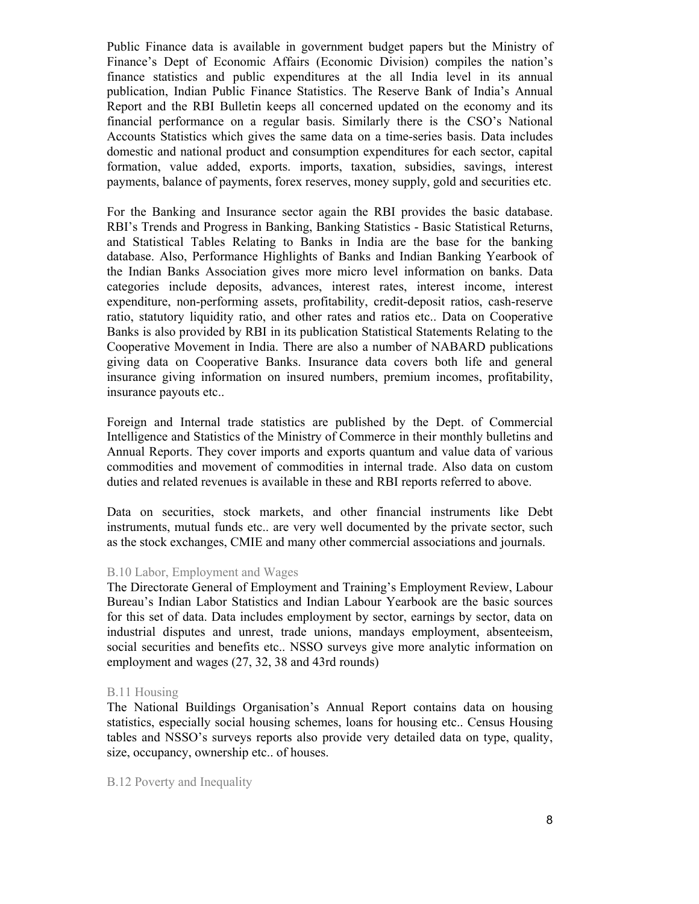Public Finance data is available in government budget papers but the Ministry of Finance's Dept of Economic Affairs (Economic Division) compiles the nation's finance statistics and public expenditures at the all India level in its annual publication, Indian Public Finance Statistics. The Reserve Bank of India's Annual Report and the RBI Bulletin keeps all concerned updated on the economy and its financial performance on a regular basis. Similarly there is the CSO's National Accounts Statistics which gives the same data on a time-series basis. Data includes domestic and national product and consumption expenditures for each sector, capital formation, value added, exports. imports, taxation, subsidies, savings, interest payments, balance of payments, forex reserves, money supply, gold and securities etc.

For the Banking and Insurance sector again the RBI provides the basic database. RBI's Trends and Progress in Banking, Banking Statistics - Basic Statistical Returns, and Statistical Tables Relating to Banks in India are the base for the banking database. Also, Performance Highlights of Banks and Indian Banking Yearbook of the Indian Banks Association gives more micro level information on banks. Data categories include deposits, advances, interest rates, interest income, interest expenditure, non-performing assets, profitability, credit-deposit ratios, cash-reserve ratio, statutory liquidity ratio, and other rates and ratios etc.. Data on Cooperative Banks is also provided by RBI in its publication Statistical Statements Relating to the Cooperative Movement in India. There are also a number of NABARD publications giving data on Cooperative Banks. Insurance data covers both life and general insurance giving information on insured numbers, premium incomes, profitability, insurance payouts etc..

Foreign and Internal trade statistics are published by the Dept. of Commercial Intelligence and Statistics of the Ministry of Commerce in their monthly bulletins and Annual Reports. They cover imports and exports quantum and value data of various commodities and movement of commodities in internal trade. Also data on custom duties and related revenues is available in these and RBI reports referred to above.

Data on securities, stock markets, and other financial instruments like Debt instruments, mutual funds etc.. are very well documented by the private sector, such as the stock exchanges, CMIE and many other commercial associations and journals.

### B.10 Labor, Employment and Wages

The Directorate General of Employment and Training's Employment Review, Labour Bureau's Indian Labor Statistics and Indian Labour Yearbook are the basic sources for this set of data. Data includes employment by sector, earnings by sector, data on industrial disputes and unrest, trade unions, mandays employment, absenteeism, social securities and benefits etc.. NSSO surveys give more analytic information on employment and wages (27, 32, 38 and 43rd rounds)

### B.11 Housing

The National Buildings Organisation's Annual Report contains data on housing statistics, especially social housing schemes, loans for housing etc.. Census Housing tables and NSSO's surveys reports also provide very detailed data on type, quality, size, occupancy, ownership etc.. of houses.

### B.12 Poverty and Inequality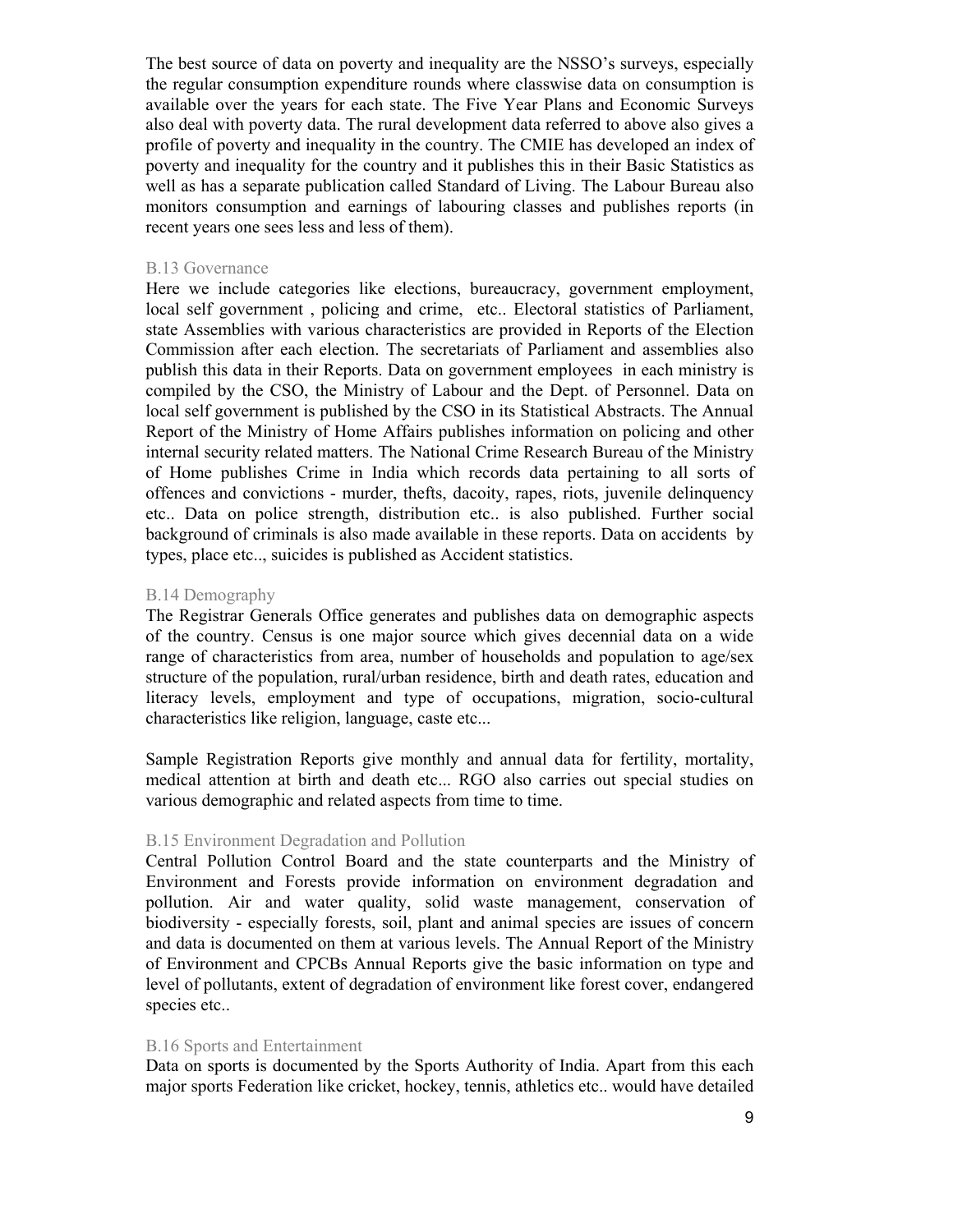The best source of data on poverty and inequality are the NSSO's surveys, especially the regular consumption expenditure rounds where classwise data on consumption is available over the years for each state. The Five Year Plans and Economic Surveys also deal with poverty data. The rural development data referred to above also gives a profile of poverty and inequality in the country. The CMIE has developed an index of poverty and inequality for the country and it publishes this in their Basic Statistics as well as has a separate publication called Standard of Living. The Labour Bureau also monitors consumption and earnings of labouring classes and publishes reports (in recent years one sees less and less of them).

### B.13 Governance

Here we include categories like elections, bureaucracy, government employment, local self government , policing and crime, etc.. Electoral statistics of Parliament, state Assemblies with various characteristics are provided in Reports of the Election Commission after each election. The secretariats of Parliament and assemblies also publish this data in their Reports. Data on government employees in each ministry is compiled by the CSO, the Ministry of Labour and the Dept. of Personnel. Data on local self government is published by the CSO in its Statistical Abstracts. The Annual Report of the Ministry of Home Affairs publishes information on policing and other internal security related matters. The National Crime Research Bureau of the Ministry of Home publishes Crime in India which records data pertaining to all sorts of offences and convictions - murder, thefts, dacoity, rapes, riots, juvenile delinquency etc.. Data on police strength, distribution etc.. is also published. Further social background of criminals is also made available in these reports. Data on accidents by types, place etc.., suicides is published as Accident statistics.

### B.14 Demography

The Registrar Generals Office generates and publishes data on demographic aspects of the country. Census is one major source which gives decennial data on a wide range of characteristics from area, number of households and population to age/sex structure of the population, rural/urban residence, birth and death rates, education and literacy levels, employment and type of occupations, migration, socio-cultural characteristics like religion, language, caste etc...

Sample Registration Reports give monthly and annual data for fertility, mortality, medical attention at birth and death etc... RGO also carries out special studies on various demographic and related aspects from time to time.

### B.15 Environment Degradation and Pollution

Central Pollution Control Board and the state counterparts and the Ministry of Environment and Forests provide information on environment degradation and pollution. Air and water quality, solid waste management, conservation of biodiversity - especially forests, soil, plant and animal species are issues of concern and data is documented on them at various levels. The Annual Report of the Ministry of Environment and CPCBs Annual Reports give the basic information on type and level of pollutants, extent of degradation of environment like forest cover, endangered species etc..

### B.16 Sports and Entertainment

Data on sports is documented by the Sports Authority of India. Apart from this each major sports Federation like cricket, hockey, tennis, athletics etc.. would have detailed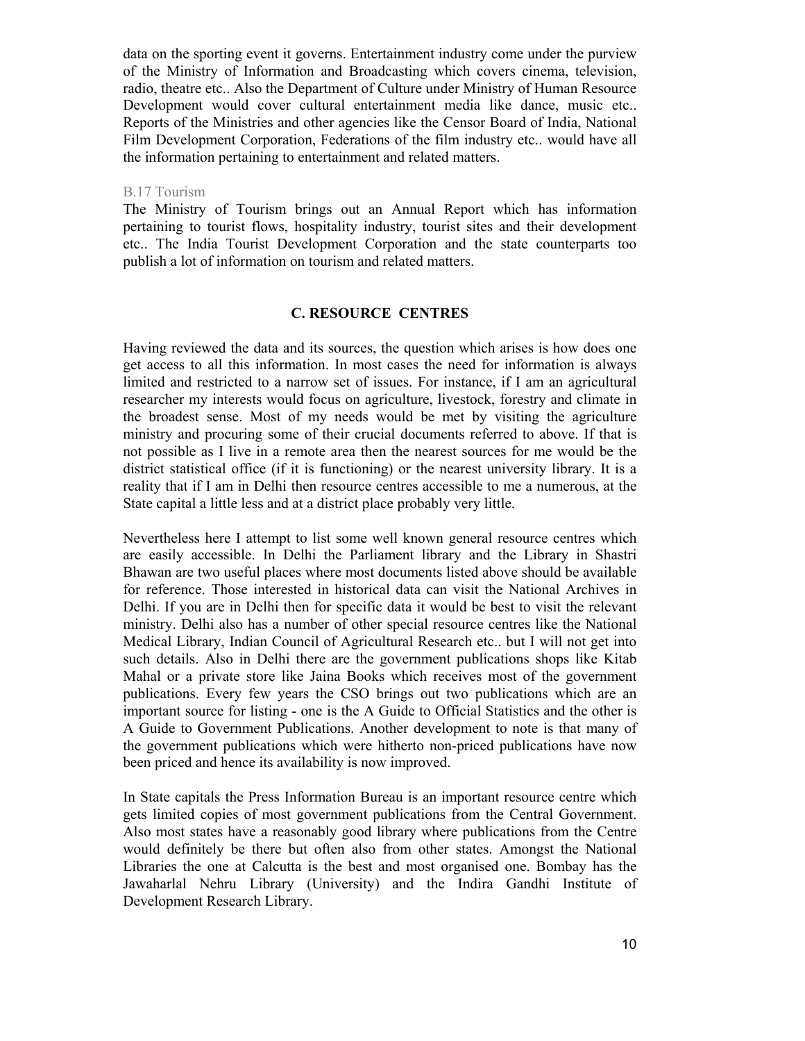data on the sporting event it governs. Entertainment industry come under the purview of the Ministry of Information and Broadcasting which covers cinema, television, radio, theatre etc.. Also the Department of Culture under Ministry of Human Resource Development would cover cultural entertainment media like dance, music etc.. Reports of the Ministries and other agencies like the Censor Board of India, National Film Development Corporation, Federations of the film industry etc.. would have all the information pertaining to entertainment and related matters.

### B.17 Tourism

The Ministry of Tourism brings out an Annual Report which has information pertaining to tourist flows, hospitality industry, tourist sites and their development etc.. The India Tourist Development Corporation and the state counterparts too publish a lot of information on tourism and related matters.

## C. RESOURCE CENTRES

Having reviewed the data and its sources, the question which arises is how does one get access to all this information. In most cases the need for information is always limited and restricted to a narrow set of issues. For instance, if I am an agricultural researcher my interests would focus on agriculture, livestock, forestry and climate in the broadest sense. Most of my needs would be met by visiting the agriculture ministry and procuring some of their crucial documents referred to above. If that is not possible as I live in a remote area then the nearest sources for me would be the district statistical office (if it is functioning) or the nearest university library. It is a reality that if I am in Delhi then resource centres accessible to me a numerous, at the State capital a little less and at a district place probably very little.

Nevertheless here I attempt to list some well known general resource centres which are easily accessible. In Delhi the Parliament library and the Library in Shastri Bhawan are two useful places where most documents listed above should be available for reference. Those interested in historical data can visit the National Archives in Delhi. If you are in Delhi then for specific data it would be best to visit the relevant ministry. Delhi also has a number of other special resource centres like the National Medical Library, Indian Council of Agricultural Research etc.. but I will not get into such details. Also in Delhi there are the government publications shops like Kitab Mahal or a private store like Jaina Books which receives most of the government publications. Every few years the CSO brings out two publications which are an important source for listing - one is the A Guide to Official Statistics and the other is A Guide to Government Publications. Another development to note is that many of the government publications which were hitherto non-priced publications have now been priced and hence its availability is now improved.

In State capitals the Press Information Bureau is an important resource centre which gets limited copies of most government publications from the Central Government. Also most states have a reasonably good library where publications from the Centre would definitely be there but often also from other states. Amongst the National Libraries the one at Calcutta is the best and most organised one. Bombay has the Jawaharlal Nehru Library (University) and the Indira Gandhi Institute of Development Research Library.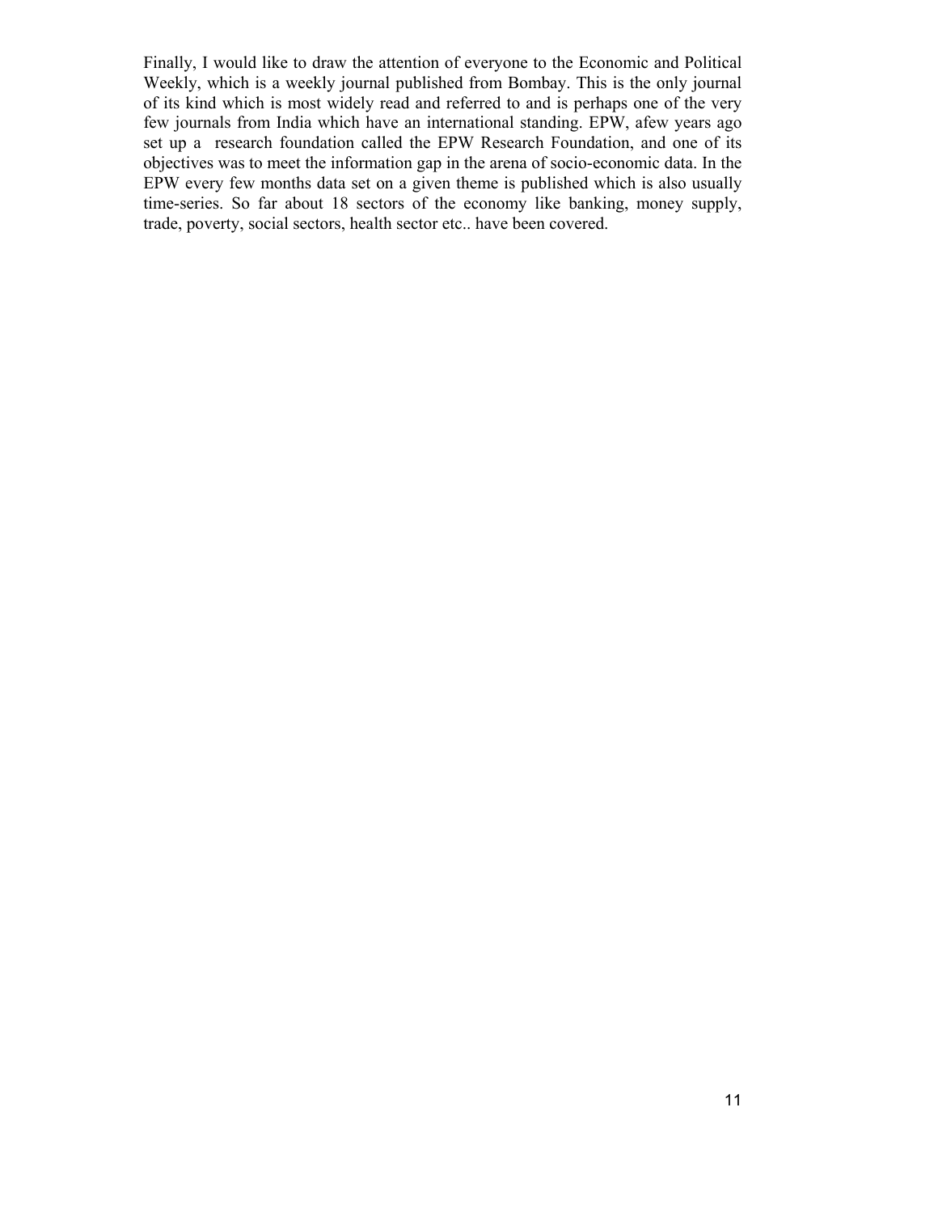Finally, I would like to draw the attention of everyone to the Economic and Political Weekly, which is a weekly journal published from Bombay. This is the only journal of its kind which is most widely read and referred to and is perhaps one of the very few journals from India which have an international standing. EPW, afew years ago set up a research foundation called the EPW Research Foundation, and one of its objectives was to meet the information gap in the arena of socio-economic data. In the EPW every few months data set on a given theme is published which is also usually time-series. So far about 18 sectors of the economy like banking, money supply, trade, poverty, social sectors, health sector etc.. have been covered.